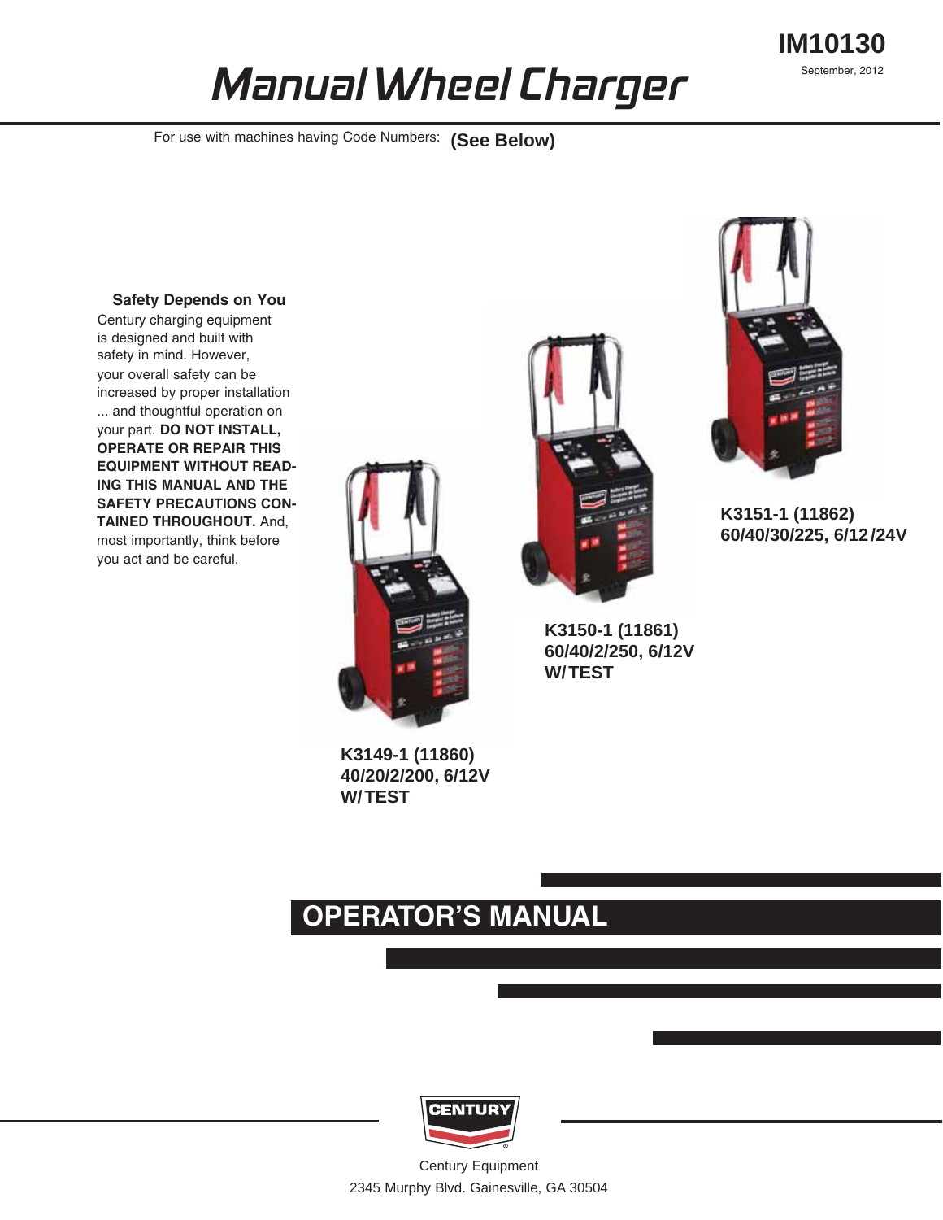IM10130

September, 2012

# Manual Wheel Charger

For use with machines having Code Numbers: **(See Below)**

**Safety Depends on You**

Century charging equipment is designed and built with safety in mind. However, your overall safety can be increased by proper installation ... and thoughtful operation on your part. **DO NOT INSTALL, OPERATE OR REPAIR THIS EQUIPMENT WITHOUT READING THIS MANUAL AND THE SAFETY PRECAUTIONS CONTAINED THROUGHOUT.** And, most importantly, think before you act and be careful.

**K3151-1 (11862)
60/40/30/225, 6/12/24V**

**K3150-1 (11861)
60/40/2/250, 6/12V
W/TEST**

**K3149-1 (11860)
40/20/2/200, 6/12V
W/TEST**

## OPERATOR'S MANUAL

CENTURY

Century Equipment

2345 Murphy Blvd. Gainesville, GA 30504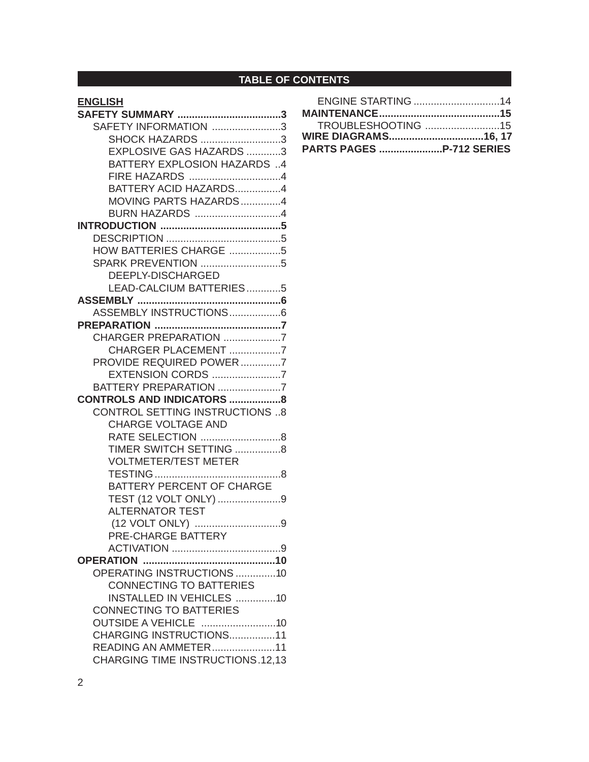# TABLE OF CONTENTS

**ENGLISH**

**SAFETY SUMMARY ....................................3**
- SAFETY INFORMATION ........................3
  - SHOCK HAZARDS ............................3
  - EXPLOSIVE GAS HAZARDS ............3
  - BATTERY EXPLOSION HAZARDS ..4
  - FIRE HAZARDS ................................4
  - BATTERY ACID HAZARDS................4
  - MOVING PARTS HAZARDS..............4
  - BURN HAZARDS ..............................4

**INTRODUCTION ..........................................5**
- DESCRIPTION ........................................5
- HOW BATTERIES CHARGE ..................5
- SPARK PREVENTION ............................5
  - DEEPLY-DISCHARGED LEAD-CALCIUM BATTERIES............5

**ASSEMBLY .................................................6**
- ASSEMBLY INSTRUCTIONS..................6

**PREPARATION ............................................7**
- CHARGER PREPARATION ....................7
  - CHARGER PLACEMENT ..................7
- PROVIDE REQUIRED POWER..............7
  - EXTENSION CORDS ........................7
- BATTERY PREPARATION ......................7

**CONTROLS AND INDICATORS ..................8**
- CONTROL SETTING INSTRUCTIONS ..8
  - CHARGE VOLTAGE AND RATE SELECTION ............................8
  - TIMER SWITCH SETTING ................8
  - VOLTMETER/TEST METER TESTING............................................8
  - BATTERY PERCENT OF CHARGE TEST (12 VOLT ONLY) ......................9
  - ALTERNATOR TEST (12 VOLT ONLY) ..............................9
  - PRE-CHARGE BATTERY ACTIVATION ......................................9

**OPERATION ..............................................10**
- OPERATING INSTRUCTIONS ..............10
  - CONNECTING TO BATTERIES INSTALLED IN VEHICLES ..............10
- CONNECTING TO BATTERIES OUTSIDE A VEHICLE ..........................10
- CHARGING INSTRUCTIONS................11
- READING AN AMMETER......................11
- CHARGING TIME INSTRUCTIONS.12,13
- ENGINE STARTING ..............................14

**MAINTENANCE.........................................15**
- TROUBLESHOOTING ..........................15

**WIRE DIAGRAMS.................................16, 17**

**PARTS PAGES ......................P-712 SERIES**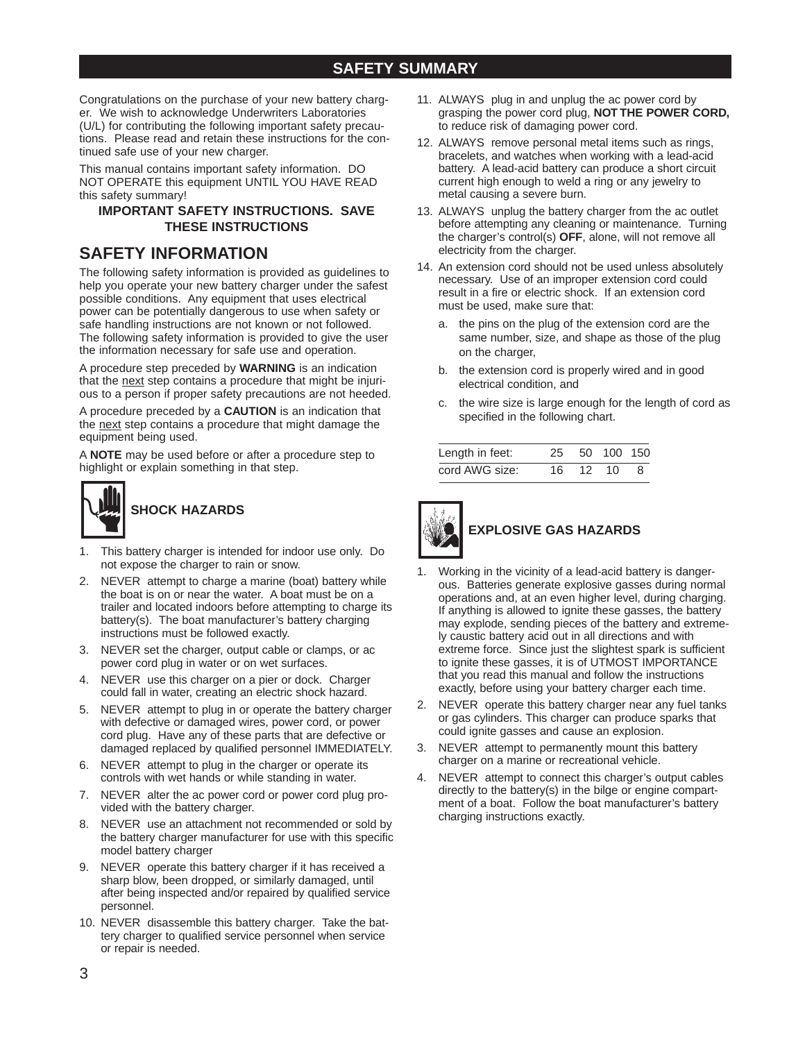# SAFETY SUMMARY

Congratulations on the purchase of your new battery charger. We wish to acknowledge Underwriters Laboratories (U/L) for contributing the following important safety precautions. Please read and retain these instructions for the continued safe use of your new charger.

This manual contains important safety information. DO NOT OPERATE this equipment UNTIL YOU HAVE READ this safety summary!

**IMPORTANT SAFETY INSTRUCTIONS. SAVE THESE INSTRUCTIONS**

## SAFETY INFORMATION

The following safety information is provided as guidelines to help you operate your new battery charger under the safest possible conditions. Any equipment that uses electrical power can be potentially dangerous to use when safety or safe handling instructions are not known or not followed. The following safety information is provided to give the user the information necessary for safe use and operation.

A procedure step preceded by **WARNING** is an indication that the next step contains a procedure that might be injurious to a person if proper safety precautions are not heeded.

A procedure preceded by a **CAUTION** is an indication that the next step contains a procedure that might damage the equipment being used.

A **NOTE** may be used before or after a procedure step to highlight or explain something in that step.

### SHOCK HAZARDS

1. This battery charger is intended for indoor use only. Do not expose the charger to rain or snow.
2. NEVER attempt to charge a marine (boat) battery while the boat is on or near the water. A boat must be on a trailer and located indoors before attempting to charge its battery(s). The boat manufacturer's battery charging instructions must be followed exactly.
3. NEVER set the charger, output cable or clamps, or ac power cord plug in water or on wet surfaces.
4. NEVER use this charger on a pier or dock. Charger could fall in water, creating an electric shock hazard.
5. NEVER attempt to plug in or operate the battery charger with defective or damaged wires, power cord, or power cord plug. Have any of these parts that are defective or damaged replaced by qualified personnel IMMEDIATELY.
6. NEVER attempt to plug in the charger or operate its controls with wet hands or while standing in water.
7. NEVER alter the ac power cord or power cord plug provided with the battery charger.
8. NEVER use an attachment not recommended or sold by the battery charger manufacturer for use with this specific model battery charger
9. NEVER operate this battery charger if it has received a sharp blow, been dropped, or similarly damaged, until after being inspected and/or repaired by qualified service personnel.
10. NEVER disassemble this battery charger. Take the battery charger to qualified service personnel when service or repair is needed.
11. ALWAYS plug in and unplug the ac power cord by grasping the power cord plug, **NOT THE POWER CORD,** to reduce risk of damaging power cord.
12. ALWAYS remove personal metal items such as rings, bracelets, and watches when working with a lead-acid battery. A lead-acid battery can produce a short circuit current high enough to weld a ring or any jewelry to metal causing a severe burn.
13. ALWAYS unplug the battery charger from the ac outlet before attempting any cleaning or maintenance. Turning the charger's control(s) **OFF**, alone, will not remove all electricity from the charger.
14. An extension cord should not be used unless absolutely necessary. Use of an improper extension cord could result in a fire or electric shock. If an extension cord must be used, make sure that:
    a. the pins on the plug of the extension cord are the same number, size, and shape as those of the plug on the charger,
    b. the extension cord is properly wired and in good electrical condition, and
    c. the wire size is large enough for the length of cord as specified in the following chart.

| Length in feet: | 25 | 50 | 100 | 150 |
|---|---|---|---|---|
| cord AWG size: | 16 | 12 | 10 | 8 |

### EXPLOSIVE GAS HAZARDS

1. Working in the vicinity of a lead-acid battery is dangerous. Batteries generate explosive gasses during normal operations and, at an even higher level, during charging. If anything is allowed to ignite these gasses, the battery may explode, sending pieces of the battery and extremely caustic battery acid out in all directions and with extreme force. Since just the slightest spark is sufficient to ignite these gasses, it is of UTMOST IMPORTANCE that you read this manual and follow the instructions exactly, before using your battery charger each time.
2. NEVER operate this battery charger near any fuel tanks or gas cylinders. This charger can produce sparks that could ignite gasses and cause an explosion.
3. NEVER attempt to permanently mount this battery charger on a marine or recreational vehicle.
4. NEVER attempt to connect this charger's output cables directly to the battery(s) in the bilge or engine compartment of a boat. Follow the boat manufacturer's battery charging instructions exactly.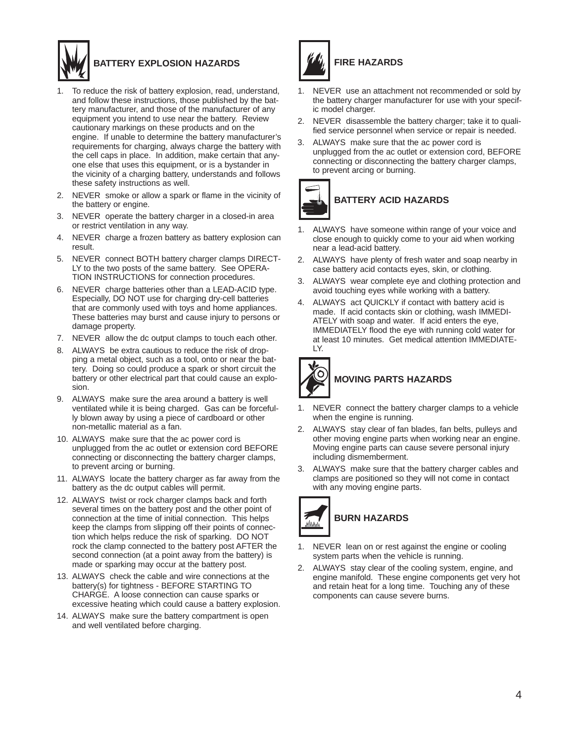## BATTERY EXPLOSION HAZARDS

1. To reduce the risk of battery explosion, read, understand, and follow these instructions, those published by the battery manufacturer, and those of the manufacturer of any equipment you intend to use near the battery. Review cautionary markings on these products and on the engine. If unable to determine the battery manufacturer's requirements for charging, always charge the battery with the cell caps in place. In addition, make certain that anyone else that uses this equipment, or is a bystander in the vicinity of a charging battery, understands and follows these safety instructions as well.
2. NEVER smoke or allow a spark or flame in the vicinity of the battery or engine.
3. NEVER operate the battery charger in a closed-in area or restrict ventilation in any way.
4. NEVER charge a frozen battery as battery explosion can result.
5. NEVER connect BOTH battery charger clamps DIRECTLY to the two posts of the same battery. See OPERATION INSTRUCTIONS for connection procedures.
6. NEVER charge batteries other than a LEAD-ACID type. Especially, DO NOT use for charging dry-cell batteries that are commonly used with toys and home appliances. These batteries may burst and cause injury to persons or damage property.
7. NEVER allow the dc output clamps to touch each other.
8. ALWAYS be extra cautious to reduce the risk of dropping a metal object, such as a tool, onto or near the battery. Doing so could produce a spark or short circuit the battery or other electrical part that could cause an explosion.
9. ALWAYS make sure the area around a battery is well ventilated while it is being charged. Gas can be forcefully blown away by using a piece of cardboard or other non-metallic material as a fan.
10. ALWAYS make sure that the ac power cord is unplugged from the ac outlet or extension cord BEFORE connecting or disconnecting the battery charger clamps, to prevent arcing or burning.
11. ALWAYS locate the battery charger as far away from the battery as the dc output cables will permit.
12. ALWAYS twist or rock charger clamps back and forth several times on the battery post and the other point of connection at the time of initial connection. This helps keep the clamps from slipping off their points of connection which helps reduce the risk of sparking. DO NOT rock the clamp connected to the battery post AFTER the second connection (at a point away from the battery) is made or sparking may occur at the battery post.
13. ALWAYS check the cable and wire connections at the battery(s) for tightness - BEFORE STARTING TO CHARGE. A loose connection can cause sparks or excessive heating which could cause a battery explosion.
14. ALWAYS make sure the battery compartment is open and well ventilated before charging.

## FIRE HAZARDS

1. NEVER use an attachment not recommended or sold by the battery charger manufacturer for use with your specific model charger.
2. NEVER disassemble the battery charger; take it to qualified service personnel when service or repair is needed.
3. ALWAYS make sure that the ac power cord is unplugged from the ac outlet or extension cord, BEFORE connecting or disconnecting the battery charger clamps, to prevent arcing or burning.

## BATTERY ACID HAZARDS

1. ALWAYS have someone within range of your voice and close enough to quickly come to your aid when working near a lead-acid battery.
2. ALWAYS have plenty of fresh water and soap nearby in case battery acid contacts eyes, skin, or clothing.
3. ALWAYS wear complete eye and clothing protection and avoid touching eyes while working with a battery.
4. ALWAYS act QUICKLY if contact with battery acid is made. If acid contacts skin or clothing, wash IMMEDIATELY with soap and water. If acid enters the eye, IMMEDIATELY flood the eye with running cold water for at least 10 minutes. Get medical attention IMMEDIATELY.

## MOVING PARTS HAZARDS

1. NEVER connect the battery charger clamps to a vehicle when the engine is running.
2. ALWAYS stay clear of fan blades, fan belts, pulleys and other moving engine parts when working near an engine. Moving engine parts can cause severe personal injury including dismemberment.
3. ALWAYS make sure that the battery charger cables and clamps are positioned so they will not come in contact with any moving engine parts.

## BURN HAZARDS

1. NEVER lean on or rest against the engine or cooling system parts when the vehicle is running.
2. ALWAYS stay clear of the cooling system, engine, and engine manifold. These engine components get very hot and retain heat for a long time. Touching any of these components can cause severe burns.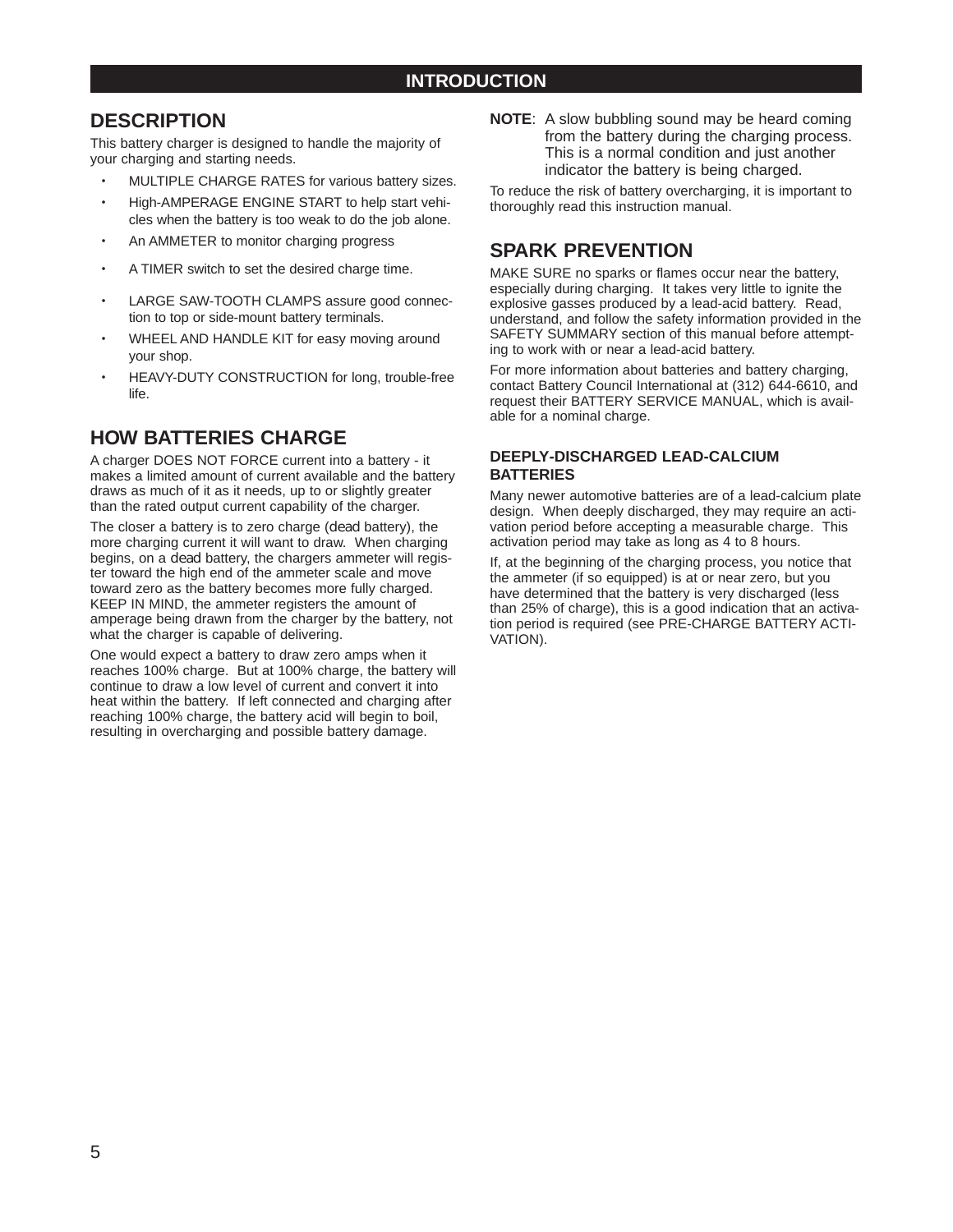# INTRODUCTION

## DESCRIPTION

This battery charger is designed to handle the majority of your charging and starting needs.

- MULTIPLE CHARGE RATES for various battery sizes.
- High-AMPERAGE ENGINE START to help start vehicles when the battery is too weak to do the job alone.
- An AMMETER to monitor charging progress
- A TIMER switch to set the desired charge time.
- LARGE SAW-TOOTH CLAMPS assure good connection to top or side-mount battery terminals.
- WHEEL AND HANDLE KIT for easy moving around your shop.
- HEAVY-DUTY CONSTRUCTION for long, trouble-free life.

## HOW BATTERIES CHARGE

A charger DOES NOT FORCE current into a battery - it makes a limited amount of current available and the battery draws as much of it as it needs, up to or slightly greater than the rated output current capability of the charger.

The closer a battery is to zero charge (dead battery), the more charging current it will want to draw. When charging begins, on a dead battery, the chargers ammeter will register toward the high end of the ammeter scale and move toward zero as the battery becomes more fully charged. KEEP IN MIND, the ammeter registers the amount of amperage being drawn from the charger by the battery, not what the charger is capable of delivering.

One would expect a battery to draw zero amps when it reaches 100% charge. But at 100% charge, the battery will continue to draw a low level of current and convert it into heat within the battery. If left connected and charging after reaching 100% charge, the battery acid will begin to boil, resulting in overcharging and possible battery damage.

**NOTE**: A slow bubbling sound may be heard coming from the battery during the charging process. This is a normal condition and just another indicator the battery is being charged.

To reduce the risk of battery overcharging, it is important to thoroughly read this instruction manual.

## SPARK PREVENTION

MAKE SURE no sparks or flames occur near the battery, especially during charging. It takes very little to ignite the explosive gasses produced by a lead-acid battery. Read, understand, and follow the safety information provided in the SAFETY SUMMARY section of this manual before attempting to work with or near a lead-acid battery.

For more information about batteries and battery charging, contact Battery Council International at (312) 644-6610, and request their BATTERY SERVICE MANUAL, which is available for a nominal charge.

### DEEPLY-DISCHARGED LEAD-CALCIUM BATTERIES

Many newer automotive batteries are of a lead-calcium plate design. When deeply discharged, they may require an activation period before accepting a measurable charge. This activation period may take as long as 4 to 8 hours.

If, at the beginning of the charging process, you notice that the ammeter (if so equipped) is at or near zero, but you have determined that the battery is very discharged (less than 25% of charge), this is a good indication that an activation period is required (see PRE-CHARGE BATTERY ACTIVATION).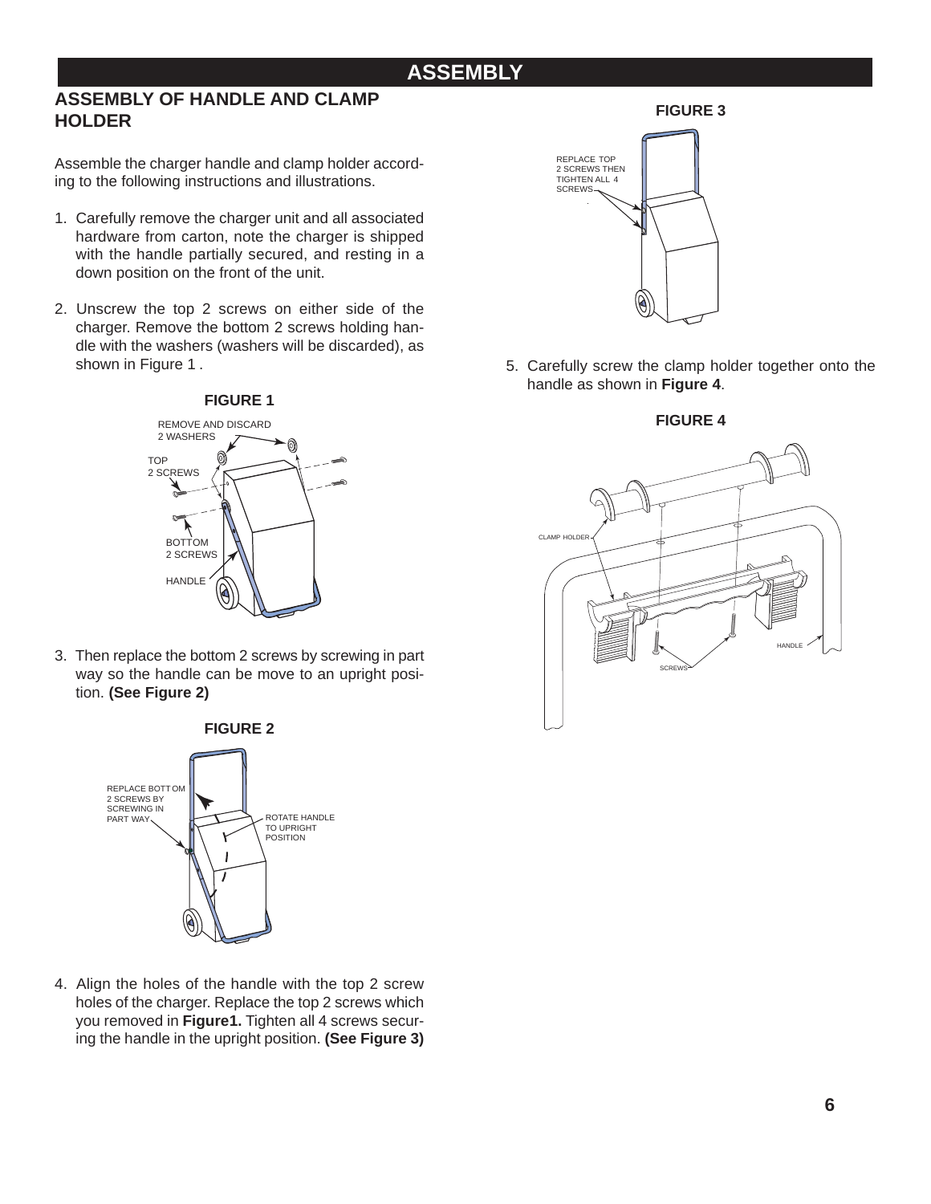# ASSEMBLY

## ASSEMBLY OF HANDLE AND CLAMP HOLDER

Assemble the charger handle and clamp holder according to the following instructions and illustrations.

1. Carefully remove the charger unit and all associated hardware from carton, note the charger is shipped with the handle partially secured, and resting in a down position on the front of the unit.

2. Unscrew the top 2 screws on either side of the charger. Remove the bottom 2 screws holding handle with the washers (washers will be discarded), as shown in Figure 1 .

**FIGURE 1**

REMOVE AND DISCARD 2 WASHERS

TOP 2 SCREWS

BOTTOM 2 SCREWS

HANDLE

3. Then replace the bottom 2 screws by screwing in part way so the handle can be move to an upright position. **(See Figure 2)**

**FIGURE 2**

REPLACE BOTTOM 2 SCREWS BY SCREWING IN PART WAY

ROTATE HANDLE TO UPRIGHT POSITION

4. Align the holes of the handle with the top 2 screw holes of the charger. Replace the top 2 screws which you removed in **Figure1.** Tighten all 4 screws securing the handle in the upright position. **(See Figure 3)**

**FIGURE 3**

REPLACE TOP 2 SCREWS THEN TIGHTEN ALL 4 SCREWS

5. Carefully screw the clamp holder together onto the handle as shown in **Figure 4**.

**FIGURE 4**

CLAMP HOLDER

HANDLE

SCREWS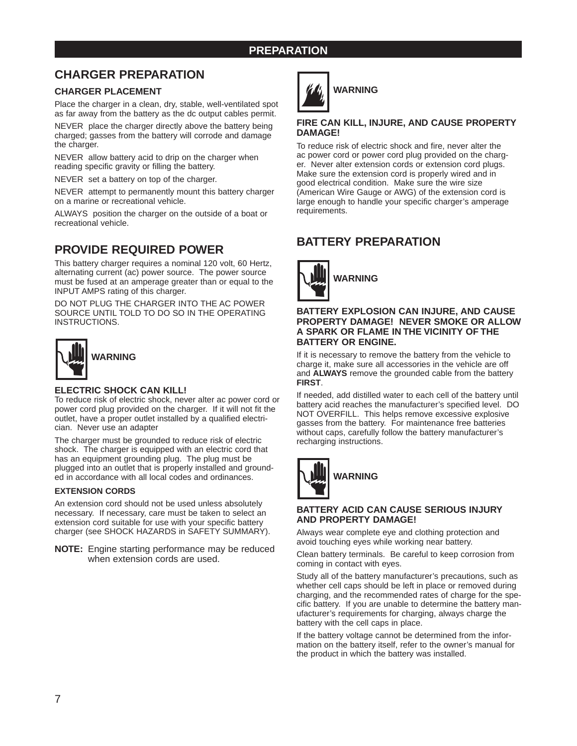# PREPARATION

## CHARGER PREPARATION

### CHARGER PLACEMENT

Place the charger in a clean, dry, stable, well-ventilated spot as far away from the battery as the dc output cables permit.

NEVER place the charger directly above the battery being charged; gasses from the battery will corrode and damage the charger.

NEVER allow battery acid to drip on the charger when reading specific gravity or filling the battery.

NEVER set a battery on top of the charger.

NEVER attempt to permanently mount this battery charger on a marine or recreational vehicle.

ALWAYS position the charger on the outside of a boat or recreational vehicle.

## PROVIDE REQUIRED POWER

This battery charger requires a nominal 120 volt, 60 Hertz, alternating current (ac) power source. The power source must be fused at an amperage greater than or equal to the INPUT AMPS rating of this charger.

DO NOT PLUG THE CHARGER INTO THE AC POWER SOURCE UNTIL TOLD TO DO SO IN THE OPERATING INSTRUCTIONS.

**WARNING**

**ELECTRIC SHOCK CAN KILL!**

To reduce risk of electric shock, never alter ac power cord or power cord plug provided on the charger. If it will not fit the outlet, have a proper outlet installed by a qualified electrician. Never use an adapter

The charger must be grounded to reduce risk of electric shock. The charger is equipped with an electric cord that has an equipment grounding plug. The plug must be plugged into an outlet that is properly installed and grounded in accordance with all local codes and ordinances.

### EXTENSION CORDS

An extension cord should not be used unless absolutely necessary. If necessary, care must be taken to select an extension cord suitable for use with your specific battery charger (see SHOCK HAZARDS in SAFETY SUMMARY).

**NOTE:** Engine starting performance may be reduced when extension cords are used.

**WARNING**

**FIRE CAN KILL, INJURE, AND CAUSE PROPERTY DAMAGE!**

To reduce risk of electric shock and fire, never alter the ac power cord or power cord plug provided on the charger. Never alter extension cords or extension cord plugs. Make sure the extension cord is properly wired and in good electrical condition. Make sure the wire size (American Wire Gauge or AWG) of the extension cord is large enough to handle your specific charger's amperage requirements.

## BATTERY PREPARATION

**WARNING**

**BATTERY EXPLOSION CAN INJURE, AND CAUSE PROPERTY DAMAGE! NEVER SMOKE OR ALLOW A SPARK OR FLAME IN THE VICINITY OF THE BATTERY OR ENGINE.**

If it is necessary to remove the battery from the vehicle to charge it, make sure all accessories in the vehicle are off and **ALWAYS** remove the grounded cable from the battery **FIRST**.

If needed, add distilled water to each cell of the battery until battery acid reaches the manufacturer's specified level. DO NOT OVERFILL. This helps remove excessive explosive gasses from the battery. For maintenance free batteries without caps, carefully follow the battery manufacturer's recharging instructions.

**WARNING**

**BATTERY ACID CAN CAUSE SERIOUS INJURY AND PROPERTY DAMAGE!**

Always wear complete eye and clothing protection and avoid touching eyes while working near battery.

Clean battery terminals. Be careful to keep corrosion from coming in contact with eyes.

Study all of the battery manufacturer's precautions, such as whether cell caps should be left in place or removed during charging, and the recommended rates of charge for the specific battery. If you are unable to determine the battery manufacturer's requirements for charging, always charge the battery with the cell caps in place.

If the battery voltage cannot be determined from the information on the battery itself, refer to the owner's manual for the product in which the battery was installed.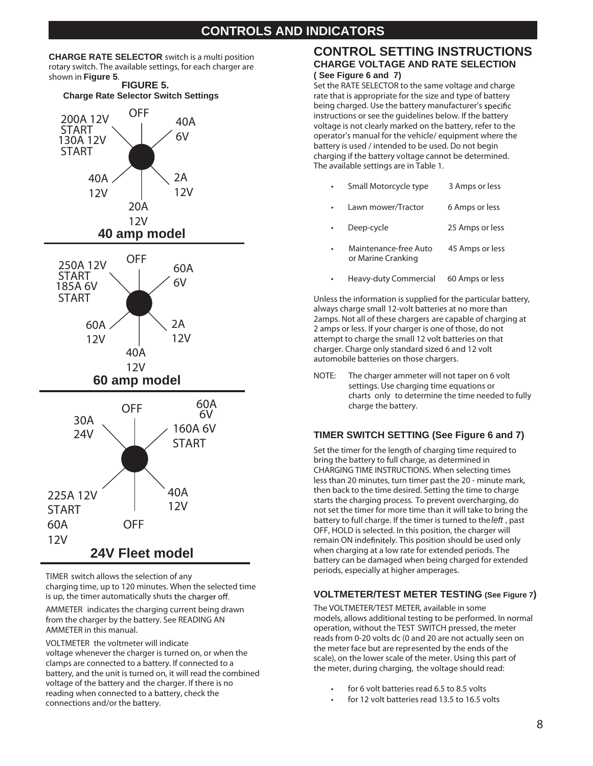## CONTROLS AND INDICATORS

**CHARGE RATE SELECTOR** switch is a multi position rotary switch. The available settings, for each charger are shown in **Figure 5**.

**FIGURE 5.**
**Charge Rate Selector Switch Settings**

**40 amp model**: OFF; 40A 6V; 2A 12V; 20A 12V; 40A 12V; 200A 12V START 130A 12V START

**60 amp model**: OFF; 60A 6V; 2A 12V; 40A 12V; 60A 12V; 250A 12V START 185A 6V START

**24V Fleet model**: OFF; 60A 6V; 160A 6V START; 40A 12V; OFF; 225A 12V START 60A 12V; 30A 24V

TIMER switch allows the selection of any charging time, up to 120 minutes. When the selected time is up, the timer automatically shuts the charger off.

AMMETER indicates the charging current being drawn from the charger by the battery. See READING AN AMMETER in this manual.

VOLTMETER the voltmeter will indicate voltage whenever the charger is turned on, or when the clamps are connected to a battery. If connected to a battery, and the unit is turned on, it will read the combined voltage of the battery and the charger. If there is no reading when connected to a battery, check the connections and/or the battery.

## CONTROL SETTING INSTRUCTIONS

### CHARGE VOLTAGE AND RATE SELECTION

**( See Figure 6 and 7)**

Set the RATE SELECTOR to the same voltage and charge rate that is appropriate for the size and type of battery being charged. Use the battery manufacturer's specific instructions or see the guidelines below. If the battery voltage is not clearly marked on the battery, refer to the operator's manual for the vehicle/ equipment where the battery is used / intended to be used. Do not begin charging if the battery voltage cannot be determined. The available settings are in Table 1.

- Small Motorcycle type — 3 Amps or less
- Lawn mower/Tractor — 6 Amps or less
- Deep-cycle — 25 Amps or less
- Maintenance-free Auto or Marine Cranking — 45 Amps or less
- Heavy-duty Commercial — 60 Amps or less

Unless the information is supplied for the particular battery, always charge small 12-volt batteries at no more than 2amps. Not all of these chargers are capable of charging at 2 amps or less. If your charger is one of those, do not attempt to charge the small 12 volt batteries on that charger. Charge only standard sized 6 and 12 volt automobile batteries on those chargers.

NOTE: The charger ammeter will not taper on 6 volt settings. Use charging time equations or charts only to determine the time needed to fully charge the battery.

### TIMER SWITCH SETTING (See Figure 6 and 7)

Set the timer for the length of charging time required to bring the battery to full charge, as determined in CHARGING TIME INSTRUCTIONS. When selecting times less than 20 minutes, turn timer past the 20 - minute mark, then back to the time desired. Setting the time to charge starts the charging process. To prevent overcharging, do not set the timer for more time than it will take to bring the battery to full charge. If the timer is turned to the *left* , past OFF, HOLD is selected. In this position, the charger will remain ON indefinitely. This position should be used only when charging at a low rate for extended periods. The battery can be damaged when being charged for extended periods, especially at higher amperages.

### VOLTMETER/TEST METER TESTING (See Figure 7)

The VOLTMETER/TEST METER, available in some models, allows additional testing to be performed. In normal operation, without the TEST SWITCH pressed, the meter reads from 0-20 volts dc (0 and 20 are not actually seen on the meter face but are represented by the ends of the scale), on the lower scale of the meter. Using this part of the meter, during charging, the voltage should read:

- for 6 volt batteries read 6.5 to 8.5 volts
- for 12 volt batteries read 13.5 to 16.5 volts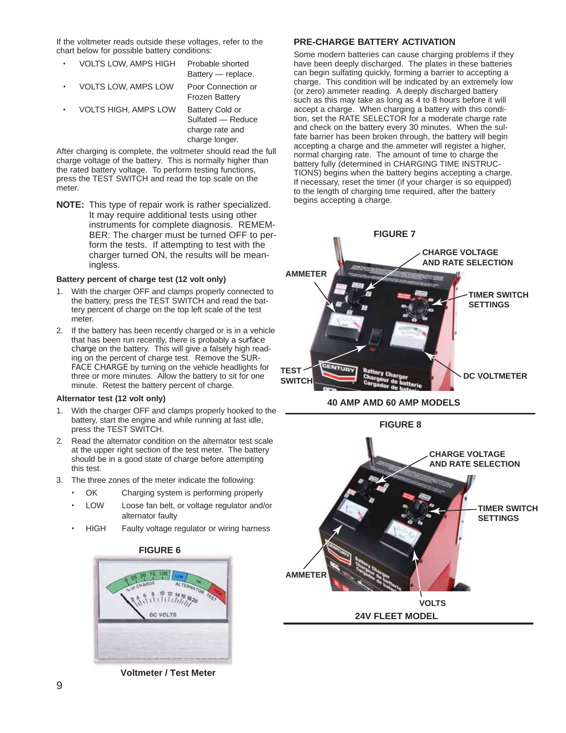If the voltmeter reads outside these voltages, refer to the chart below for possible battery conditions:

- VOLTS LOW, AMPS HIGH — Probable shorted Battery — replace.
- VOLTS LOW, AMPS LOW — Poor Connection or Frozen Battery
- VOLTS HIGH, AMPS LOW — Battery Cold or Sulfated — Reduce charge rate and charge longer.

After charging is complete, the voltmeter should read the full charge voltage of the battery. This is normally higher than the rated battery voltage. To perform testing functions, press the TEST SWITCH and read the top scale on the meter.

**NOTE:** This type of repair work is rather specialized. It may require additional tests using other instruments for complete diagnosis. REMEMBER: The charger must be turned OFF to perform the tests. If attempting to test with the charger turned ON, the results will be meaningless.

#### Battery percent of charge test (12 volt only)

1. With the charger OFF and clamps properly connected to the battery, press the TEST SWITCH and read the battery percent of charge on the top left scale of the test meter.
2. If the battery has been recently charged or is in a vehicle that has been run recently, there is probably a *surface charge* on the battery. This will give a falsely high reading on the percent of charge test. Remove the SURFACE CHARGE by turning on the vehicle headlights for three or more minutes. Allow the battery to sit for one minute. Retest the battery percent of charge.

#### Alternator test (12 volt only)

1. With the charger OFF and clamps properly hooked to the battery, start the engine and while running at fast idle, press the TEST SWITCH.
2. Read the alternator condition on the alternator test scale at the upper right section of the test meter. The battery should be in a good state of charge before attempting this test.
3. The three zones of the meter indicate the following:
   - OK — Charging system is performing properly
   - LOW — Loose fan belt, or voltage regulator and/or alternator faulty
   - HIGH — Faulty voltage regulator or wiring harness

**FIGURE 6**

**Voltmeter / Test Meter**

### PRE-CHARGE BATTERY ACTIVATION

Some modern batteries can cause charging problems if they have been deeply discharged. The plates in these batteries can begin sulfating quickly, forming a barrier to accepting a charge. This condition will be indicated by an extremely low (or zero) ammeter reading. A deeply discharged battery such as this may take as long as 4 to 8 hours before it will accept a charge. When charging a battery with this condition, set the RATE SELECTOR for a moderate charge rate and check on the battery every 30 minutes. When the sulfate barrier has been broken through, the battery will begin accepting a charge and the ammeter will register a higher, normal charging rate. The amount of time to charge the battery fully (determined in CHARGING TIME INSTRUCTIONS) begins when the battery begins accepting a charge. If necessary, reset the timer (if your charger is so equipped) to the length of charging time required, after the battery begins accepting a charge.

**FIGURE 7**

**40 AMP AMD 60 AMP MODELS**

**FIGURE 8**

**24V FLEET MODEL**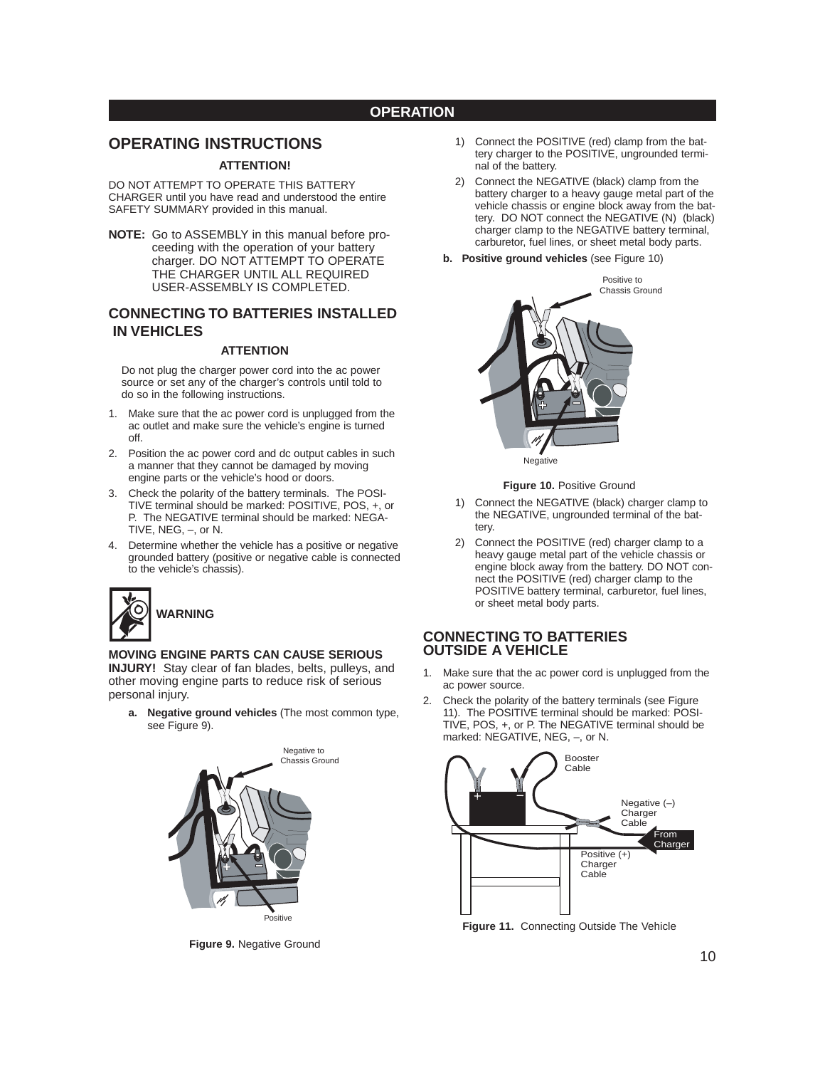## OPERATION

# OPERATING INSTRUCTIONS

**ATTENTION!**

DO NOT ATTEMPT TO OPERATE THIS BATTERY CHARGER until you have read and understood the entire SAFETY SUMMARY provided in this manual.

**NOTE:** Go to ASSEMBLY in this manual before proceeding with the operation of your battery charger. DO NOT ATTEMPT TO OPERATE THE CHARGER UNTIL ALL REQUIRED USER-ASSEMBLY IS COMPLETED.

## CONNECTING TO BATTERIES INSTALLED IN VEHICLES

**ATTENTION**

Do not plug the charger power cord into the ac power source or set any of the charger's controls until told to do so in the following instructions.

1. Make sure that the ac power cord is unplugged from the ac outlet and make sure the vehicle's engine is turned off.
2. Position the ac power cord and dc output cables in such a manner that they cannot be damaged by moving engine parts or the vehicle's hood or doors.
3. Check the polarity of the battery terminals. The POSITIVE terminal should be marked: POSITIVE, POS, +, or P. The NEGATIVE terminal should be marked: NEGATIVE, NEG, –, or N.
4. Determine whether the vehicle has a positive or negative grounded battery (positive or negative cable is connected to the vehicle's chassis).

**WARNING**

**MOVING ENGINE PARTS CAN CAUSE SERIOUS INJURY!** Stay clear of fan blades, belts, pulleys, and other moving engine parts to reduce risk of serious personal injury.

**a. Negative ground vehicles** (The most common type, see Figure 9).

Negative to Chassis Ground

Positive

**Figure 9.** Negative Ground

1) Connect the POSITIVE (red) clamp from the battery charger to the POSITIVE, ungrounded terminal of the battery.
2) Connect the NEGATIVE (black) clamp from the battery charger to a heavy gauge metal part of the vehicle chassis or engine block away from the battery. DO NOT connect the NEGATIVE (N) (black) charger clamp to the NEGATIVE battery terminal, carburetor, fuel lines, or sheet metal body parts.

**b. Positive ground vehicles** (see Figure 10)

Positive to Chassis Ground

Negative

**Figure 10.** Positive Ground

1) Connect the NEGATIVE (black) charger clamp to the NEGATIVE, ungrounded terminal of the battery.
2) Connect the POSITIVE (red) charger clamp to a heavy gauge metal part of the vehicle chassis or engine block away from the battery. DO NOT connect the POSITIVE (red) charger clamp to the POSITIVE battery terminal, carburetor, fuel lines, or sheet metal body parts.

## CONNECTING TO BATTERIES OUTSIDE A VEHICLE

1. Make sure that the ac power cord is unplugged from the ac power source.
2. Check the polarity of the battery terminals (see Figure 11). The POSITIVE terminal should be marked: POSITIVE, POS, +, or P. The NEGATIVE terminal should be marked: NEGATIVE, NEG, –, or N.

Booster Cable

Negative (–) Charger Cable

From Charger

Positive (+) Charger Cable

**Figure 11.** Connecting Outside The Vehicle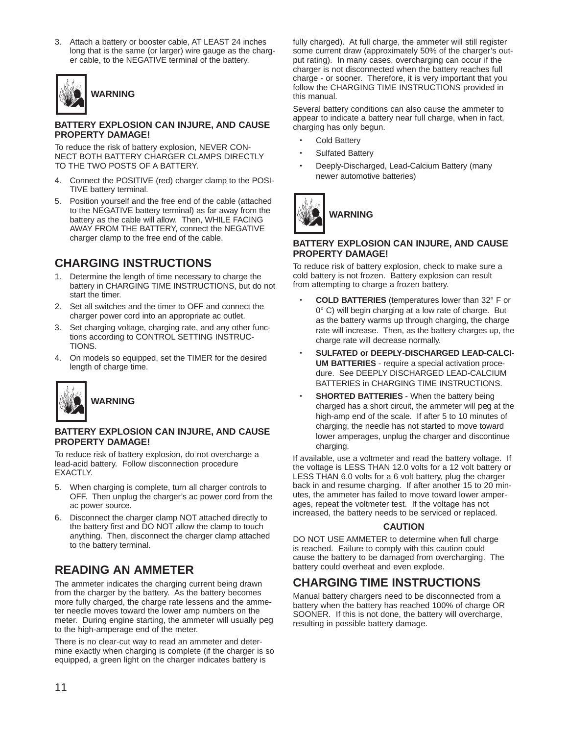3. Attach a battery or booster cable, AT LEAST 24 inches long that is the same (or larger) wire gauge as the charger cable, to the NEGATIVE terminal of the battery.

**WARNING**

**BATTERY EXPLOSION CAN INJURE, AND CAUSE PROPERTY DAMAGE!**

To reduce the risk of battery explosion, NEVER CONNECT BOTH BATTERY CHARGER CLAMPS DIRECTLY TO THE TWO POSTS OF A BATTERY.

4. Connect the POSITIVE (red) charger clamp to the POSITIVE battery terminal.
5. Position yourself and the free end of the cable (attached to the NEGATIVE battery terminal) as far away from the battery as the cable will allow. Then, WHILE FACING AWAY FROM THE BATTERY, connect the NEGATIVE charger clamp to the free end of the cable.

## CHARGING INSTRUCTIONS

1. Determine the length of time necessary to charge the battery in CHARGING TIME INSTRUCTIONS, but do not start the timer.
2. Set all switches and the timer to OFF and connect the charger power cord into an appropriate ac outlet.
3. Set charging voltage, charging rate, and any other functions according to CONTROL SETTING INSTRUCTIONS.
4. On models so equipped, set the TIMER for the desired length of charge time.

**WARNING**

**BATTERY EXPLOSION CAN INJURE, AND CAUSE PROPERTY DAMAGE!**

To reduce risk of battery explosion, do not overcharge a lead-acid battery. Follow disconnection procedure EXACTLY.

5. When charging is complete, turn all charger controls to OFF. Then unplug the charger's ac power cord from the ac power source.
6. Disconnect the charger clamp NOT attached directly to the battery first and DO NOT allow the clamp to touch anything. Then, disconnect the charger clamp attached to the battery terminal.

## READING AN AMMETER

The ammeter indicates the charging current being drawn from the charger by the battery. As the battery becomes more fully charged, the charge rate lessens and the ammeter needle moves toward the lower amp numbers on the meter. During engine starting, the ammeter will usually peg to the high-amperage end of the meter.

There is no clear-cut way to read an ammeter and determine exactly when charging is complete (if the charger is so equipped, a green light on the charger indicates battery is fully charged). At full charge, the ammeter will still register some current draw (approximately 50% of the charger's output rating). In many cases, overcharging can occur if the charger is not disconnected when the battery reaches full charge - or sooner. Therefore, it is very important that you follow the CHARGING TIME INSTRUCTIONS provided in this manual.

Several battery conditions can also cause the ammeter to appear to indicate a battery near full charge, when in fact, charging has only begun.

- Cold Battery
- Sulfated Battery
- Deeply-Discharged, Lead-Calcium Battery (many newer automotive batteries)

**WARNING**

**BATTERY EXPLOSION CAN INJURE, AND CAUSE PROPERTY DAMAGE!**

To reduce risk of battery explosion, check to make sure a cold battery is not frozen. Battery explosion can result from attempting to charge a frozen battery.

- **COLD BATTERIES** (temperatures lower than 32° F or 0° C) will begin charging at a low rate of charge. But as the battery warms up through charging, the charge rate will increase. Then, as the battery charges up, the charge rate will decrease normally.
- **SULFATED or DEEPLY-DISCHARGED LEAD-CALCIUM BATTERIES** - require a special activation procedure. See DEEPLY DISCHARGED LEAD-CALCIUM BATTERIES in CHARGING TIME INSTRUCTIONS.
- **SHORTED BATTERIES** - When the battery being charged has a short circuit, the ammeter will peg at the high-amp end of the scale. If after 5 to 10 minutes of charging, the needle has not started to move toward lower amperages, unplug the charger and discontinue charging.

If available, use a voltmeter and read the battery voltage. If the voltage is LESS THAN 12.0 volts for a 12 volt battery or LESS THAN 6.0 volts for a 6 volt battery, plug the charger back in and resume charging. If after another 15 to 20 minutes, the ammeter has failed to move toward lower amperages, repeat the voltmeter test. If the voltage has not increased, the battery needs to be serviced or replaced.

**CAUTION**

DO NOT USE AMMETER to determine when full charge is reached. Failure to comply with this caution could cause the battery to be damaged from overcharging. The battery could overheat and even explode.

## CHARGING TIME INSTRUCTIONS

Manual battery chargers need to be disconnected from a battery when the battery has reached 100% of charge OR SOONER. If this is not done, the battery will overcharge, resulting in possible battery damage.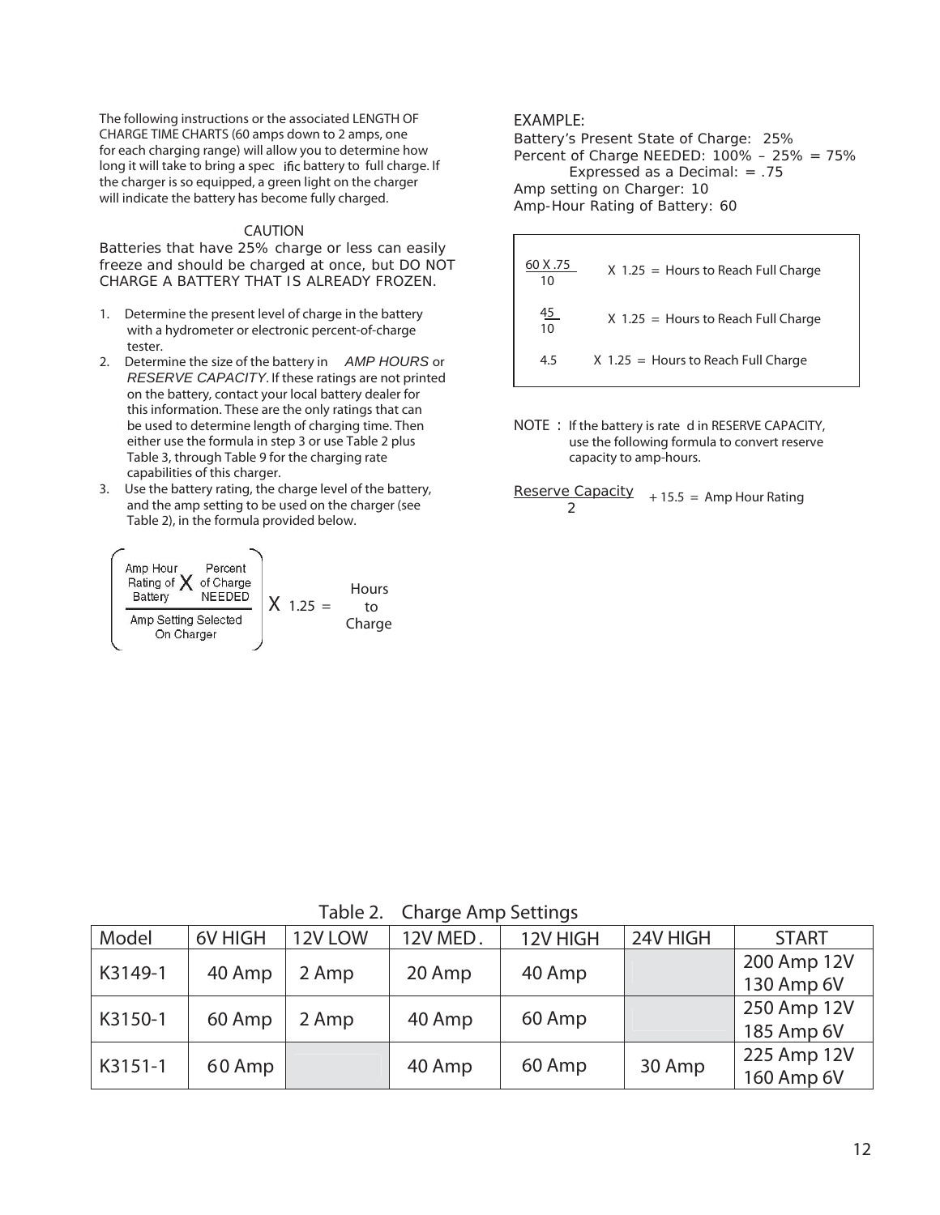The following instructions or the associated LENGTH OF CHARGE TIME CHARTS (60 amps down to 2 amps, one for each charging range) will allow you to determine how long it will take to bring a specific battery to full charge. If the charger is so equipped, a green light on the charger will indicate the battery has become fully charged.

CAUTION

Batteries that have 25% charge or less can easily freeze and should be charged at once, but DO NOT CHARGE A BATTERY THAT IS ALREADY FROZEN.

1. Determine the present level of charge in the battery with a hydrometer or electronic percent-of-charge tester.
2. Determine the size of the battery in *AMP HOURS* or *RESERVE CAPACITY*. If these ratings are not printed on the battery, contact your local battery dealer for this information. These are the only ratings that can be used to determine length of charging time. Then either use the formula in step 3 or use Table 2 plus Table 3, through Table 9 for the charging rate capabilities of this charger.
3. Use the battery rating, the charge level of the battery, and the amp setting to be used on the charger (see Table 2), in the formula provided below.

$$\left(\frac{\text{Amp Hour Rating of Battery} \times \text{Percent of Charge NEEDED}}{\text{Amp Setting Selected On Charger}}\right) \times 1.25 = \text{Hours to Charge}$$

EXAMPLE:

Battery's Present State of Charge: 25%
Percent of Charge NEEDED: 100% – 25% = 75%
Expressed as a Decimal: = .75
Amp setting on Charger: 10
Amp-Hour Rating of Battery: 60

$$\frac{60 \times .75}{10} \times 1.25 = \text{Hours to Reach Full Charge}$$

$$\frac{45}{10} \times 1.25 = \text{Hours to Reach Full Charge}$$

$$4.5 \times 1.25 = \text{Hours to Reach Full Charge}$$

NOTE : If the battery is rated in RESERVE CAPACITY, use the following formula to convert reserve capacity to amp-hours.

$$\frac{\text{Reserve Capacity}}{2} + 15.5 = \text{Amp Hour Rating}$$

Table 2. Charge Amp Settings

| Model | 6V HIGH | 12V LOW | 12V MED. | 12V HIGH | 24V HIGH | START |
|---|---|---|---|---|---|---|
| K3149-1 | 40 Amp | 2 Amp | 20 Amp | 40 Amp | | 200 Amp 12V<br>130 Amp 6V |
| K3150-1 | 60 Amp | 2 Amp | 40 Amp | 60 Amp | | 250 Amp 12V<br>185 Amp 6V |
| K3151-1 | 60 Amp | | 40 Amp | 60 Amp | 30 Amp | 225 Amp 12V<br>160 Amp 6V |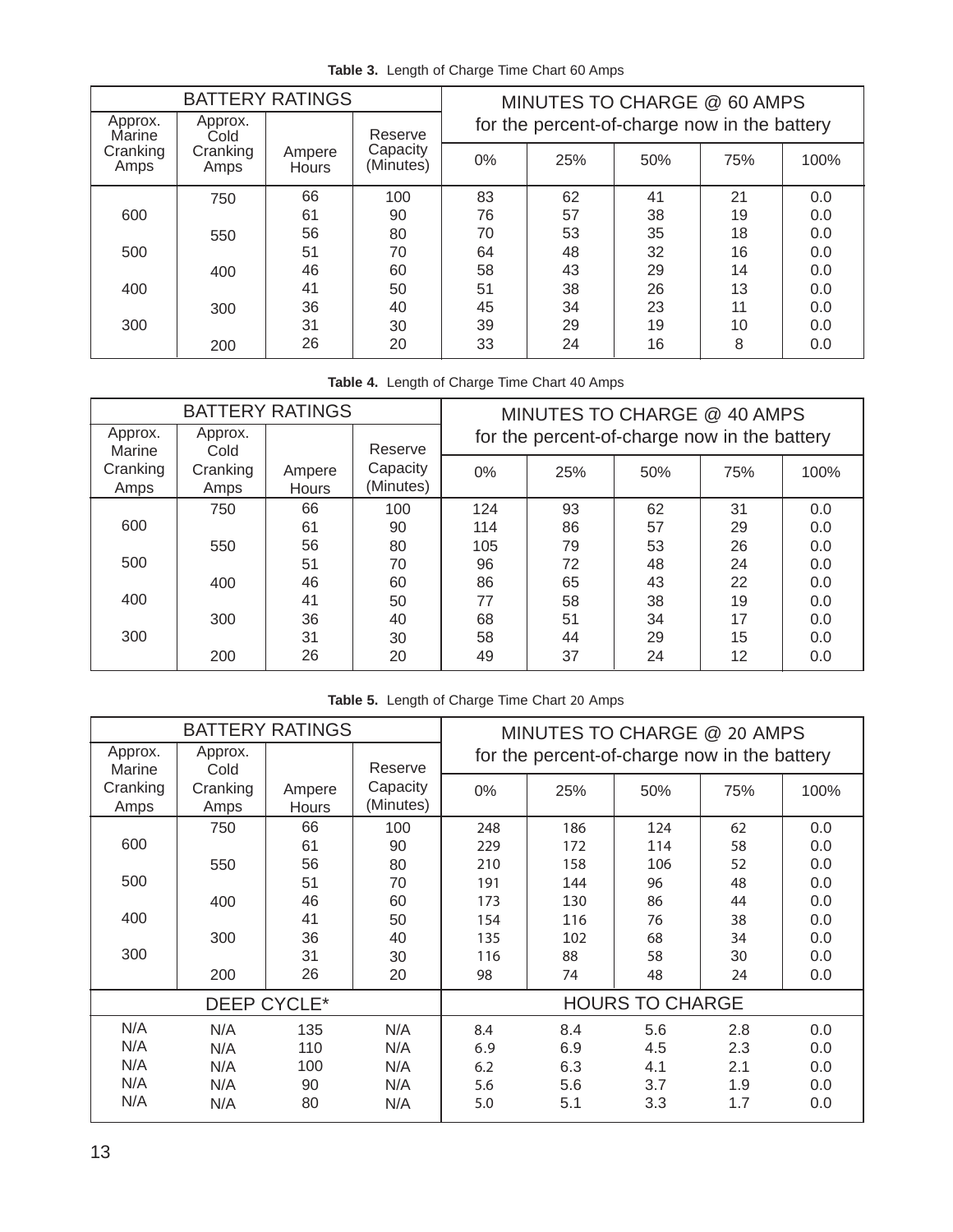**Table 3.** Length of Charge Time Chart 60 Amps

| BATTERY RATINGS | | | | MINUTES TO CHARGE @ 60 AMPS for the percent-of-charge now in the battery | | | | |
|---|---|---|---|---|---|---|---|---|
| Approx. Marine Cranking Amps | Approx. Cold Cranking Amps | Ampere Hours | Reserve Capacity (Minutes) | 0% | 25% | 50% | 75% | 100% |
| | 750 | 66 | 100 | 83 | 62 | 41 | 21 | 0.0 |
| 600 | | 61 | 90 | 76 | 57 | 38 | 19 | 0.0 |
| | 550 | 56 | 80 | 70 | 53 | 35 | 18 | 0.0 |
| 500 | | 51 | 70 | 64 | 48 | 32 | 16 | 0.0 |
| | 400 | 46 | 60 | 58 | 43 | 29 | 14 | 0.0 |
| 400 | | 41 | 50 | 51 | 38 | 26 | 13 | 0.0 |
| | 300 | 36 | 40 | 45 | 34 | 23 | 11 | 0.0 |
| 300 | | 31 | 30 | 39 | 29 | 19 | 10 | 0.0 |
| | 200 | 26 | 20 | 33 | 24 | 16 | 8 | 0.0 |

**Table 4.** Length of Charge Time Chart 40 Amps

| BATTERY RATINGS | | | | MINUTES TO CHARGE @ 40 AMPS for the percent-of-charge now in the battery | | | | |
|---|---|---|---|---|---|---|---|---|
| Approx. Marine Cranking Amps | Approx. Cold Cranking Amps | Ampere Hours | Reserve Capacity (Minutes) | 0% | 25% | 50% | 75% | 100% |
| | 750 | 66 | 100 | 124 | 93 | 62 | 31 | 0.0 |
| 600 | | 61 | 90 | 114 | 86 | 57 | 29 | 0.0 |
| | 550 | 56 | 80 | 105 | 79 | 53 | 26 | 0.0 |
| 500 | | 51 | 70 | 96 | 72 | 48 | 24 | 0.0 |
| | 400 | 46 | 60 | 86 | 65 | 43 | 22 | 0.0 |
| 400 | | 41 | 50 | 77 | 58 | 38 | 19 | 0.0 |
| | 300 | 36 | 40 | 68 | 51 | 34 | 17 | 0.0 |
| 300 | | 31 | 30 | 58 | 44 | 29 | 15 | 0.0 |
| | 200 | 26 | 20 | 49 | 37 | 24 | 12 | 0.0 |

**Table 5.** Length of Charge Time Chart 20 Amps

| BATTERY RATINGS | | | | MINUTES TO CHARGE @ 20 AMPS for the percent-of-charge now in the battery | | | | |
|---|---|---|---|---|---|---|---|---|
| Approx. Marine Cranking Amps | Approx. Cold Cranking Amps | Ampere Hours | Reserve Capacity (Minutes) | 0% | 25% | 50% | 75% | 100% |
| | 750 | 66 | 100 | 248 | 186 | 124 | 62 | 0.0 |
| 600 | | 61 | 90 | 229 | 172 | 114 | 58 | 0.0 |
| | 550 | 56 | 80 | 210 | 158 | 106 | 52 | 0.0 |
| 500 | | 51 | 70 | 191 | 144 | 96 | 48 | 0.0 |
| | 400 | 46 | 60 | 173 | 130 | 86 | 44 | 0.0 |
| 400 | | 41 | 50 | 154 | 116 | 76 | 38 | 0.0 |
| | 300 | 36 | 40 | 135 | 102 | 68 | 34 | 0.0 |
| 300 | | 31 | 30 | 116 | 88 | 58 | 30 | 0.0 |
| | 200 | 26 | 20 | 98 | 74 | 48 | 24 | 0.0 |
| DEEP CYCLE* | | | | HOURS TO CHARGE | | | | |
| N/A | N/A | 135 | N/A | 8.4 | 8.4 | 5.6 | 2.8 | 0.0 |
| N/A | N/A | 110 | N/A | 6.9 | 6.9 | 4.5 | 2.3 | 0.0 |
| N/A | N/A | 100 | N/A | 6.2 | 6.3 | 4.1 | 2.1 | 0.0 |
| N/A | N/A | 90 | N/A | 5.6 | 5.6 | 3.7 | 1.9 | 0.0 |
| N/A | N/A | 80 | N/A | 5.0 | 5.1 | 3.3 | 1.7 | 0.0 |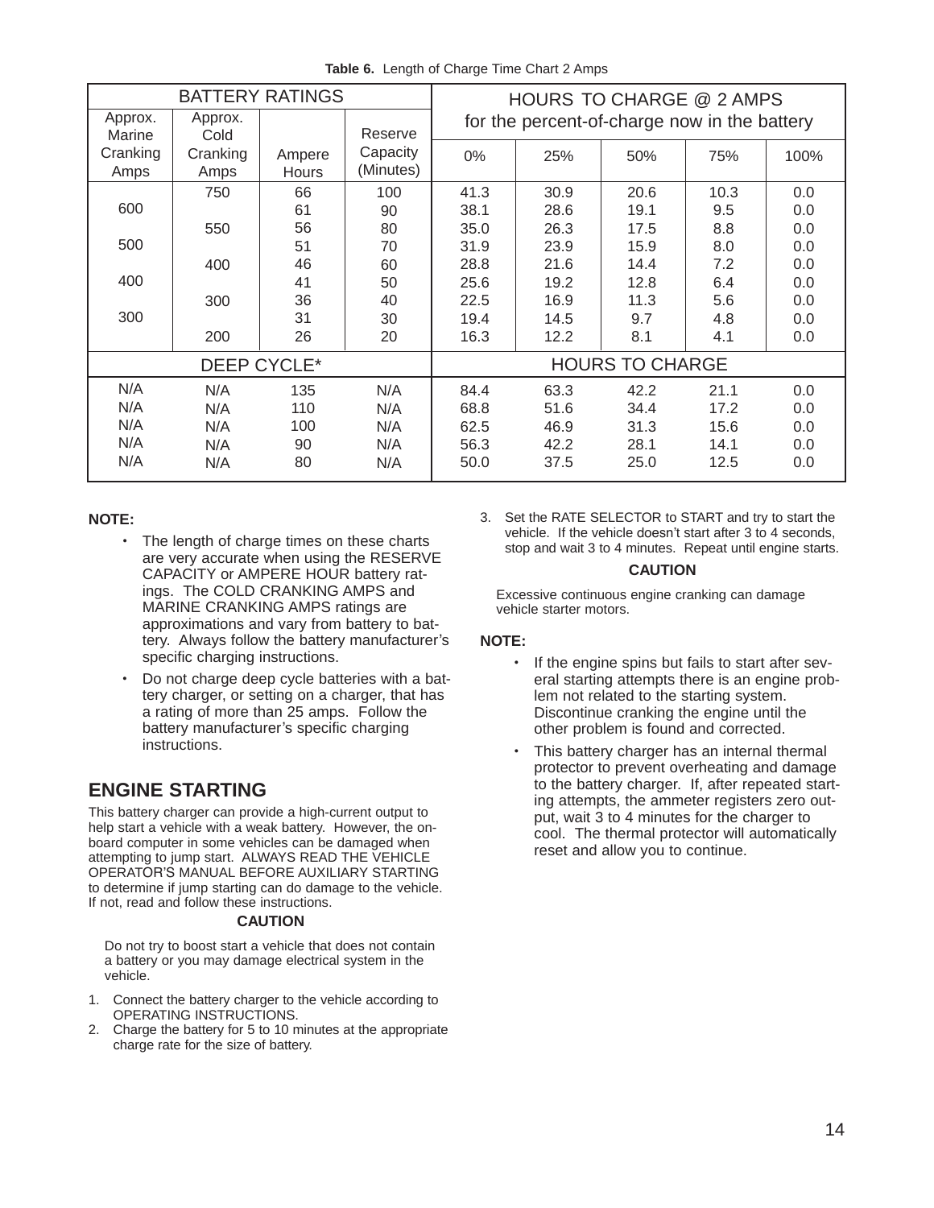**Table 6.** Length of Charge Time Chart 2 Amps

| BATTERY RATINGS | | | | HOURS TO CHARGE @ 2 AMPS for the percent-of-charge now in the battery | | | | |
|---|---|---|---|---|---|---|---|---|
| Approx. Marine Cranking Amps | Approx. Cold Cranking Amps | Ampere Hours | Reserve Capacity (Minutes) | 0% | 25% | 50% | 75% | 100% |
| | 750 | 66 | 100 | 41.3 | 30.9 | 20.6 | 10.3 | 0.0 |
| 600 | | 61 | 90 | 38.1 | 28.6 | 19.1 | 9.5 | 0.0 |
| | 550 | 56 | 80 | 35.0 | 26.3 | 17.5 | 8.8 | 0.0 |
| 500 | | 51 | 70 | 31.9 | 23.9 | 15.9 | 8.0 | 0.0 |
| | 400 | 46 | 60 | 28.8 | 21.6 | 14.4 | 7.2 | 0.0 |
| 400 | | 41 | 50 | 25.6 | 19.2 | 12.8 | 6.4 | 0.0 |
| | 300 | 36 | 40 | 22.5 | 16.9 | 11.3 | 5.6 | 0.0 |
| 300 | | 31 | 30 | 19.4 | 14.5 | 9.7 | 4.8 | 0.0 |
| | 200 | 26 | 20 | 16.3 | 12.2 | 8.1 | 4.1 | 0.0 |
| DEEP CYCLE* | | | | HOURS TO CHARGE | | | | |
| N/A | N/A | 135 | N/A | 84.4 | 63.3 | 42.2 | 21.1 | 0.0 |
| N/A | N/A | 110 | N/A | 68.8 | 51.6 | 34.4 | 17.2 | 0.0 |
| N/A | N/A | 100 | N/A | 62.5 | 46.9 | 31.3 | 15.6 | 0.0 |
| N/A | N/A | 90 | N/A | 56.3 | 42.2 | 28.1 | 14.1 | 0.0 |
| N/A | N/A | 80 | N/A | 50.0 | 37.5 | 25.0 | 12.5 | 0.0 |

**NOTE:**

- The length of charge times on these charts are very accurate when using the RESERVE CAPACITY or AMPERE HOUR battery ratings. The COLD CRANKING AMPS and MARINE CRANKING AMPS ratings are approximations and vary from battery to battery. Always follow the battery manufacturer's specific charging instructions.
- Do not charge deep cycle batteries with a battery charger, or setting on a charger, that has a rating of more than 25 amps. Follow the battery manufacturer's specific charging instructions.

## ENGINE STARTING

This battery charger can provide a high-current output to help start a vehicle with a weak battery. However, the on-board computer in some vehicles can be damaged when attempting to jump start. ALWAYS READ THE VEHICLE OPERATOR'S MANUAL BEFORE AUXILIARY STARTING to determine if jump starting can do damage to the vehicle. If not, read and follow these instructions.

**CAUTION**

Do not try to boost start a vehicle that does not contain a battery or you may damage electrical system in the vehicle.

1. Connect the battery charger to the vehicle according to OPERATING INSTRUCTIONS.
2. Charge the battery for 5 to 10 minutes at the appropriate charge rate for the size of battery.
3. Set the RATE SELECTOR to START and try to start the vehicle. If the vehicle doesn't start after 3 to 4 seconds, stop and wait 3 to 4 minutes. Repeat until engine starts.

**CAUTION**

Excessive continuous engine cranking can damage vehicle starter motors.

**NOTE:**

- If the engine spins but fails to start after several starting attempts there is an engine problem not related to the starting system. Discontinue cranking the engine until the other problem is found and corrected.
- This battery charger has an internal thermal protector to prevent overheating and damage to the battery charger. If, after repeated starting attempts, the ammeter registers zero output, wait 3 to 4 minutes for the charger to cool. The thermal protector will automatically reset and allow you to continue.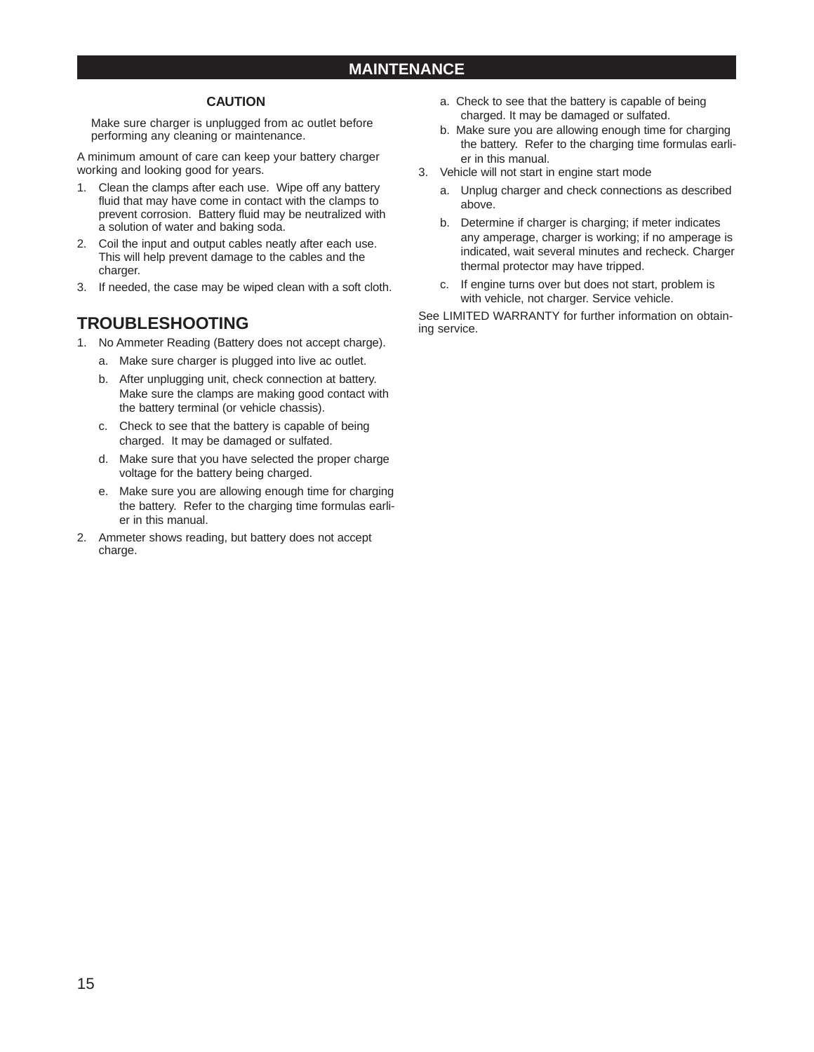## MAINTENANCE

**CAUTION**

Make sure charger is unplugged from ac outlet before performing any cleaning or maintenance.

A minimum amount of care can keep your battery charger working and looking good for years.

1. Clean the clamps after each use. Wipe off any battery fluid that may have come in contact with the clamps to prevent corrosion. Battery fluid may be neutralized with a solution of water and baking soda.
2. Coil the input and output cables neatly after each use. This will help prevent damage to the cables and the charger.
3. If needed, the case may be wiped clean with a soft cloth.

## TROUBLESHOOTING

1. No Ammeter Reading (Battery does not accept charge).
   a. Make sure charger is plugged into live ac outlet.
   b. After unplugging unit, check connection at battery. Make sure the clamps are making good contact with the battery terminal (or vehicle chassis).
   c. Check to see that the battery is capable of being charged. It may be damaged or sulfated.
   d. Make sure that you have selected the proper charge voltage for the battery being charged.
   e. Make sure you are allowing enough time for charging the battery. Refer to the charging time formulas earlier in this manual.
2. Ammeter shows reading, but battery does not accept charge.
   a. Check to see that the battery is capable of being charged. It may be damaged or sulfated.
   b. Make sure you are allowing enough time for charging the battery. Refer to the charging time formulas earlier in this manual.
3. Vehicle will not start in engine start mode
   a. Unplug charger and check connections as described above.
   b. Determine if charger is charging; if meter indicates any amperage, charger is working; if no amperage is indicated, wait several minutes and recheck. Charger thermal protector may have tripped.
   c. If engine turns over but does not start, problem is with vehicle, not charger. Service vehicle.

See LIMITED WARRANTY for further information on obtaining service.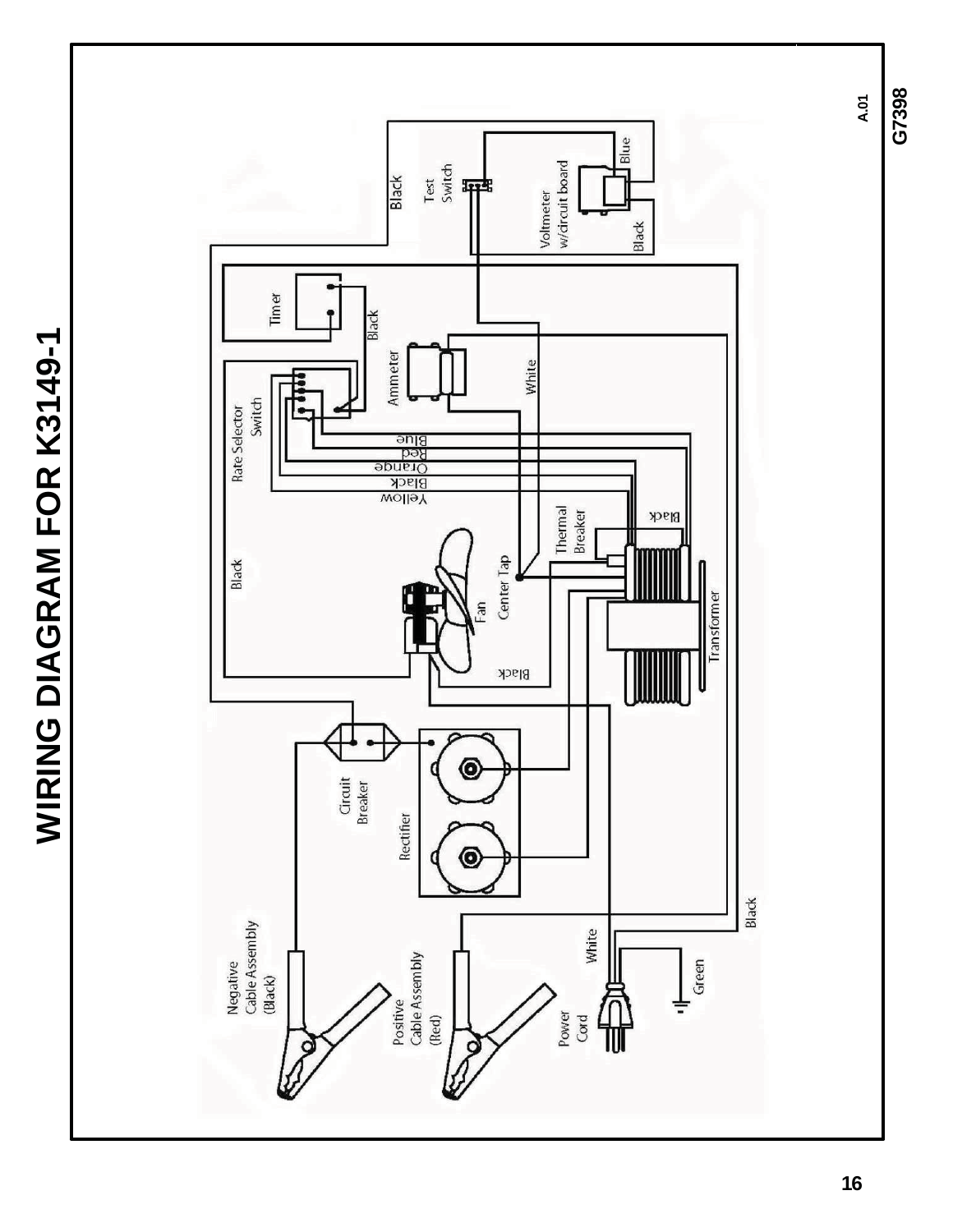# WIRING DIAGRAM FOR K3149-1

Black
Test Switch
Blue
Voltmeter w/circuit board
Black
Timer
Black
Ammeter
White
Rate Selector Switch
Blue
Red
Orange
Black
Yellow
Black
Thermal Breaker
Black
Center Tap
Fan
Black
Transformer
Circuit Breaker
Rectifier
Negative Cable Assembly (Black)
Positive Cable Assembly (Red)
Power Cord
White
Green
Black

A.01
G7398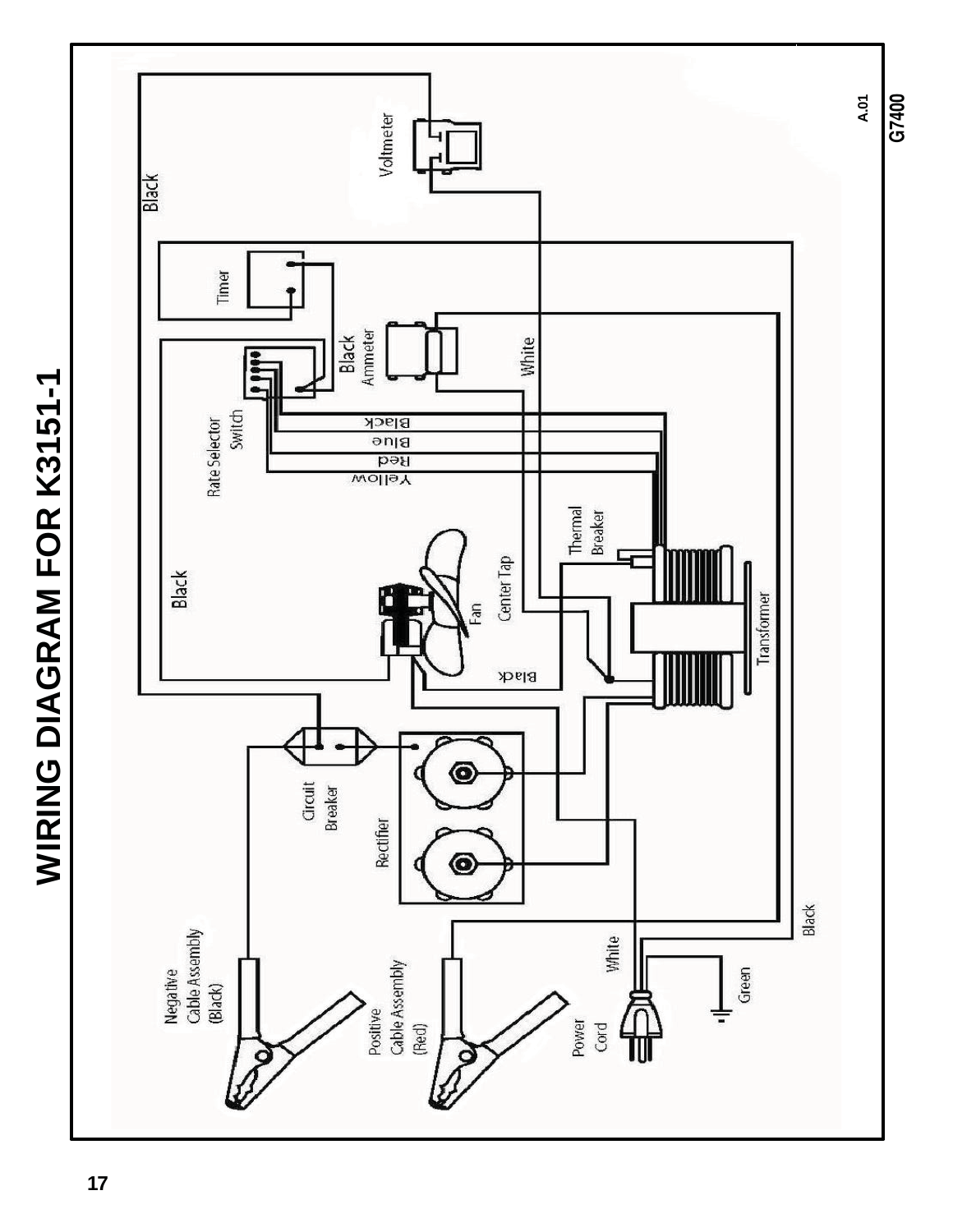# WIRING DIAGRAM FOR K3151-1

Voltmeter

Black

Timer

Black Ammeter

White

Rate Selector Switch

Black

Blue

Red

Yellow

Black

Fan

Center Tap

Thermal Breaker

Transformer

Black

Circuit Breaker

Rectifier

Negative Cable Assembly (Black)

Positive Cable Assembly (Red)

Power Cord

White

Green

Black

A.01

G7400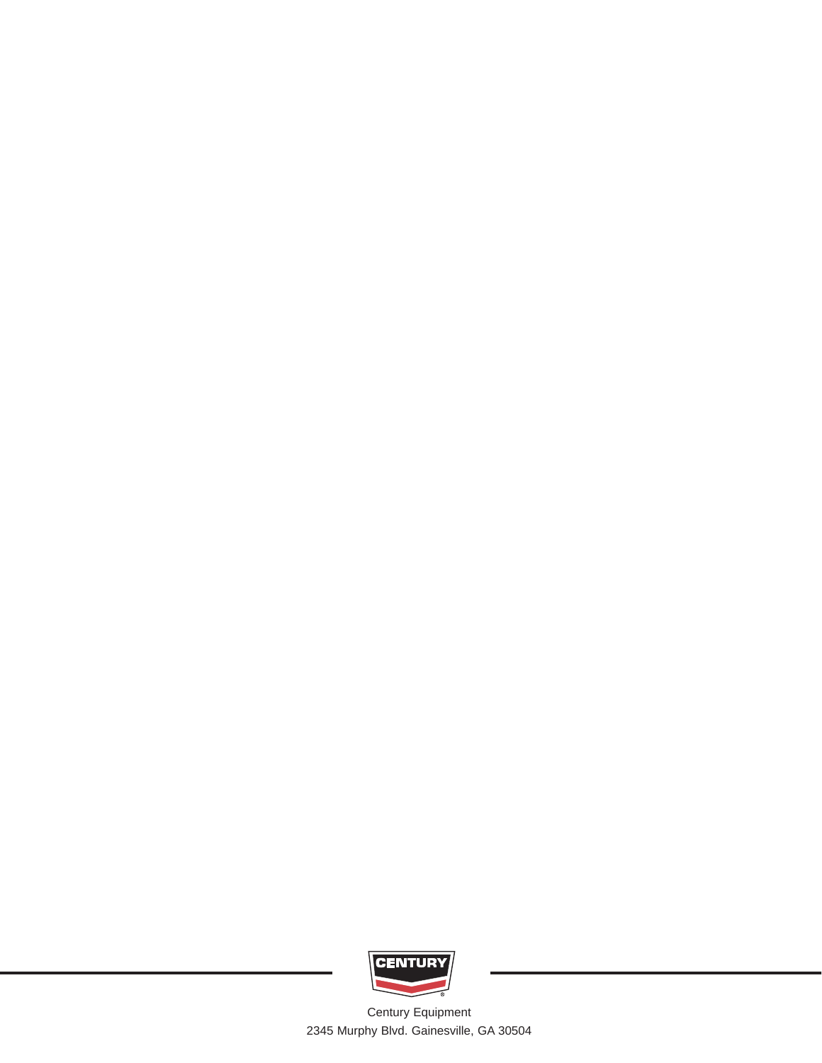CENTURY

Century Equipment
2345 Murphy Blvd. Gainesville, GA 30504